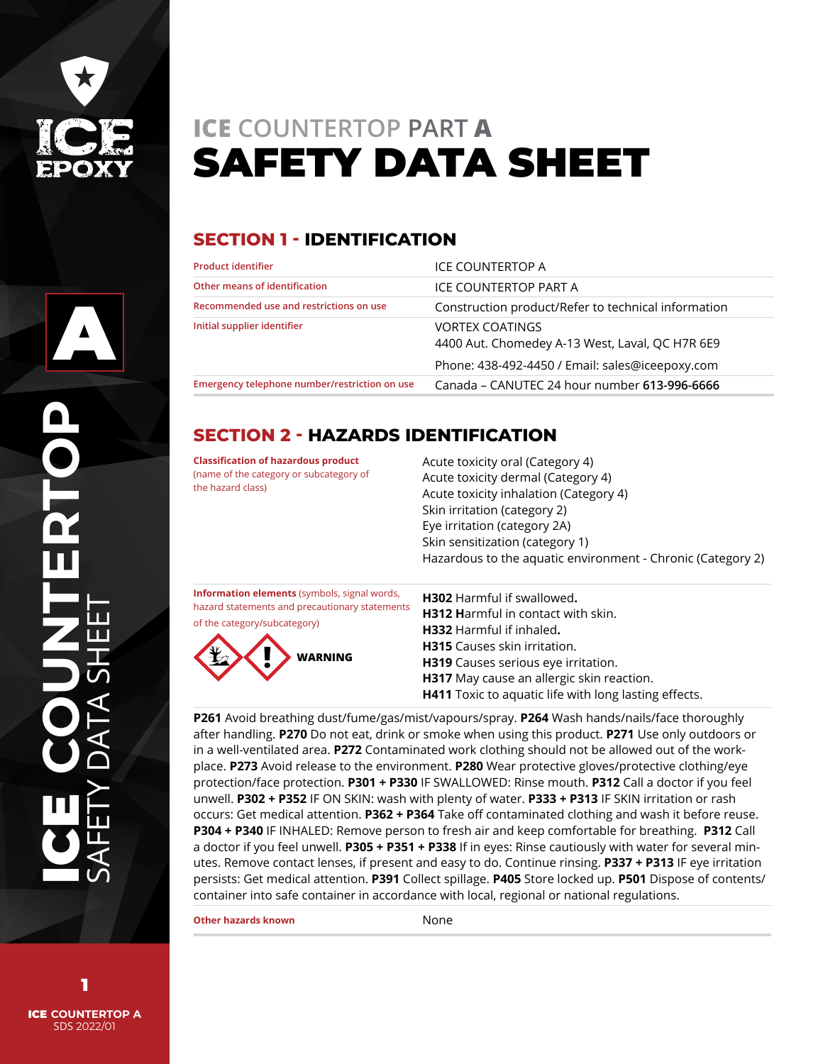# ICE COUNTERTOP PART A
# SAFETY DATA SHEET

## SECTION 1 - IDENTIFICATION

| | |
|---|---|
| Product identifier | ICE COUNTERTOP A |
| Other means of identification | ICE COUNTERTOP PART A |
| Recommended use and restrictions on use | Construction product/Refer to technical information |
| Initial supplier identifier | VORTEX COATINGS<br>4400 Aut. Chomedey A-13 West, Laval, QC H7R 6E9<br>Phone: 438-492-4450 / Email: sales@iceepoxy.com |
| Emergency telephone number/restriction on use | Canada – CANUTEC 24 hour number **613-996-6666** |

## SECTION 2 - HAZARDS IDENTIFICATION

**Classification of hazardous product** (name of the category or subcategory of the hazard class)

Acute toxicity oral (Category 4)
Acute toxicity dermal (Category 4)
Acute toxicity inhalation (Category 4)
Skin irritation (category 2)
Eye irritation (category 2A)
Skin sensitization (category 1)
Hazardous to the aquatic environment - Chronic (Category 2)

**Information elements** (symbols, signal words, hazard statements and precautionary statements of the category/subcategory)

**WARNING**

**H302** Harmful if swallowed.
**H312** Harmful in contact with skin.
**H332** Harmful if inhaled.
**H315** Causes skin irritation.
**H319** Causes serious eye irritation.
**H317** May cause an allergic skin reaction.
**H411** Toxic to aquatic life with long lasting effects.

**P261** Avoid breathing dust/fume/gas/mist/vapours/spray. **P264** Wash hands/nails/face thoroughly after handling. **P270** Do not eat, drink or smoke when using this product. **P271** Use only outdoors or in a well-ventilated area. **P272** Contaminated work clothing should not be allowed out of the workplace. **P273** Avoid release to the environment. **P280** Wear protective gloves/protective clothing/eye protection/face protection. **P301 + P330** IF SWALLOWED: Rinse mouth. **P312** Call a doctor if you feel unwell. **P302 + P352** IF ON SKIN: wash with plenty of water. **P333 + P313** IF SKIN irritation or rash occurs: Get medical attention. **P362 + P364** Take off contaminated clothing and wash it before reuse. **P304 + P340** IF INHALED: Remove person to fresh air and keep comfortable for breathing. **P312** Call a doctor if you feel unwell. **P305 + P351 + P338** If in eyes: Rinse cautiously with water for several minutes. Remove contact lenses, if present and easy to do. Continue rinsing. **P337 + P313** IF eye irritation persists: Get medical attention. **P391** Collect spillage. **P405** Store locked up. **P501** Dispose of contents/container into safe container in accordance with local, regional or national regulations.

| | |
|---|---|
| Other hazards known | None |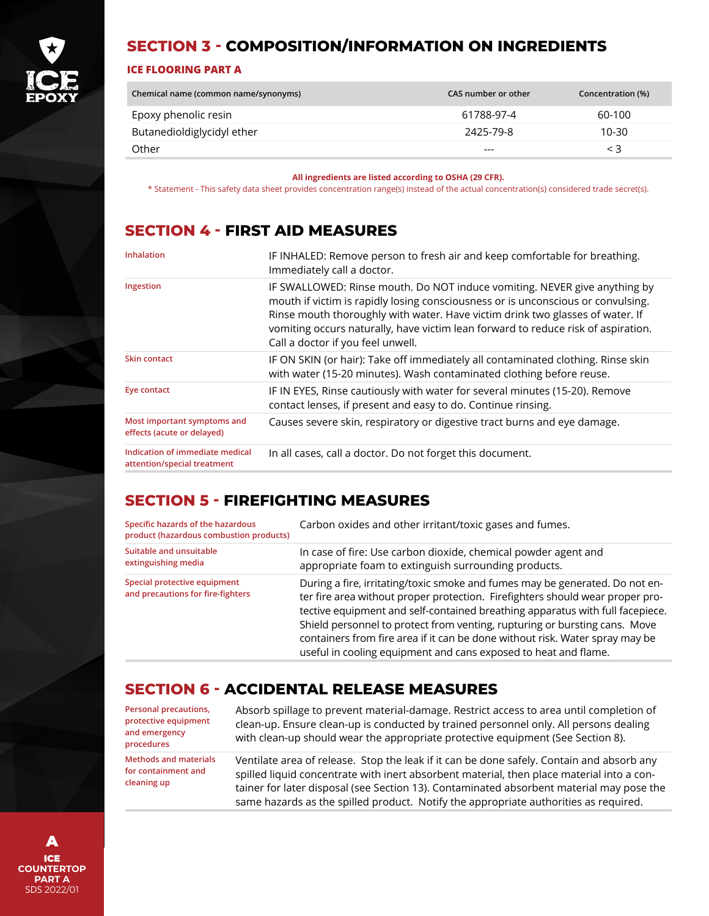## SECTION 3 - COMPOSITION/INFORMATION ON INGREDIENTS

### ICE FLOORING PART A

| Chemical name (common name/synonyms) | CAS number or other | Concentration (%) |
|---|---|---|
| Epoxy phenolic resin | 61788-97-4 | 60-100 |
| Butanedioldiglycidyl ether | 2425-79-8 | 10-30 |
| Other | --- | < 3 |

**All ingredients are listed according to OSHA (29 CFR).**

* Statement - This safety data sheet provides concentration range(s) instead of the actual concentration(s) considered trade secret(s).

## SECTION 4 - FIRST AID MEASURES

| | |
|---|---|
| Inhalation | IF INHALED: Remove person to fresh air and keep comfortable for breathing. Immediately call a doctor. |
| Ingestion | IF SWALLOWED: Rinse mouth. Do NOT induce vomiting. NEVER give anything by mouth if victim is rapidly losing consciousness or is unconscious or convulsing. Rinse mouth thoroughly with water. Have victim drink two glasses of water. If vomiting occurs naturally, have victim lean forward to reduce risk of aspiration. Call a doctor if you feel unwell. |
| Skin contact | IF ON SKIN (or hair): Take off immediately all contaminated clothing. Rinse skin with water (15-20 minutes). Wash contaminated clothing before reuse. |
| Eye contact | IF IN EYES, Rinse cautiously with water for several minutes (15-20). Remove contact lenses, if present and easy to do. Continue rinsing. |
| Most important symptoms and effects (acute or delayed) | Causes severe skin, respiratory or digestive tract burns and eye damage. |
| Indication of immediate medical attention/special treatment | In all cases, call a doctor. Do not forget this document. |

## SECTION 5 - FIREFIGHTING MEASURES

| | |
|---|---|
| Specific hazards of the hazardous product (hazardous combustion products) | Carbon oxides and other irritant/toxic gases and fumes. |
| Suitable and unsuitable extinguishing media | In case of fire: Use carbon dioxide, chemical powder agent and appropriate foam to extinguish surrounding products. |
| Special protective equipment and precautions for fire-fighters | During a fire, irritating/toxic smoke and fumes may be generated. Do not enter fire area without proper protection. Firefighters should wear proper protective equipment and self-contained breathing apparatus with full facepiece. Shield personnel to protect from venting, rupturing or bursting cans. Move containers from fire area if it can be done without risk. Water spray may be useful in cooling equipment and cans exposed to heat and flame. |

## SECTION 6 - ACCIDENTAL RELEASE MEASURES

| | |
|---|---|
| Personal precautions, protective equipment and emergency procedures | Absorb spillage to prevent material-damage. Restrict access to area until completion of clean-up. Ensure clean-up is conducted by trained personnel only. All persons dealing with clean-up should wear the appropriate protective equipment (See Section 8). |
| Methods and materials for containment and cleaning up | Ventilate area of release. Stop the leak if it can be done safely. Contain and absorb any spilled liquid concentrate with inert absorbent material, then place material into a container for later disposal (see Section 13). Contaminated absorbent material may pose the same hazards as the spilled product. Notify the appropriate authorities as required. |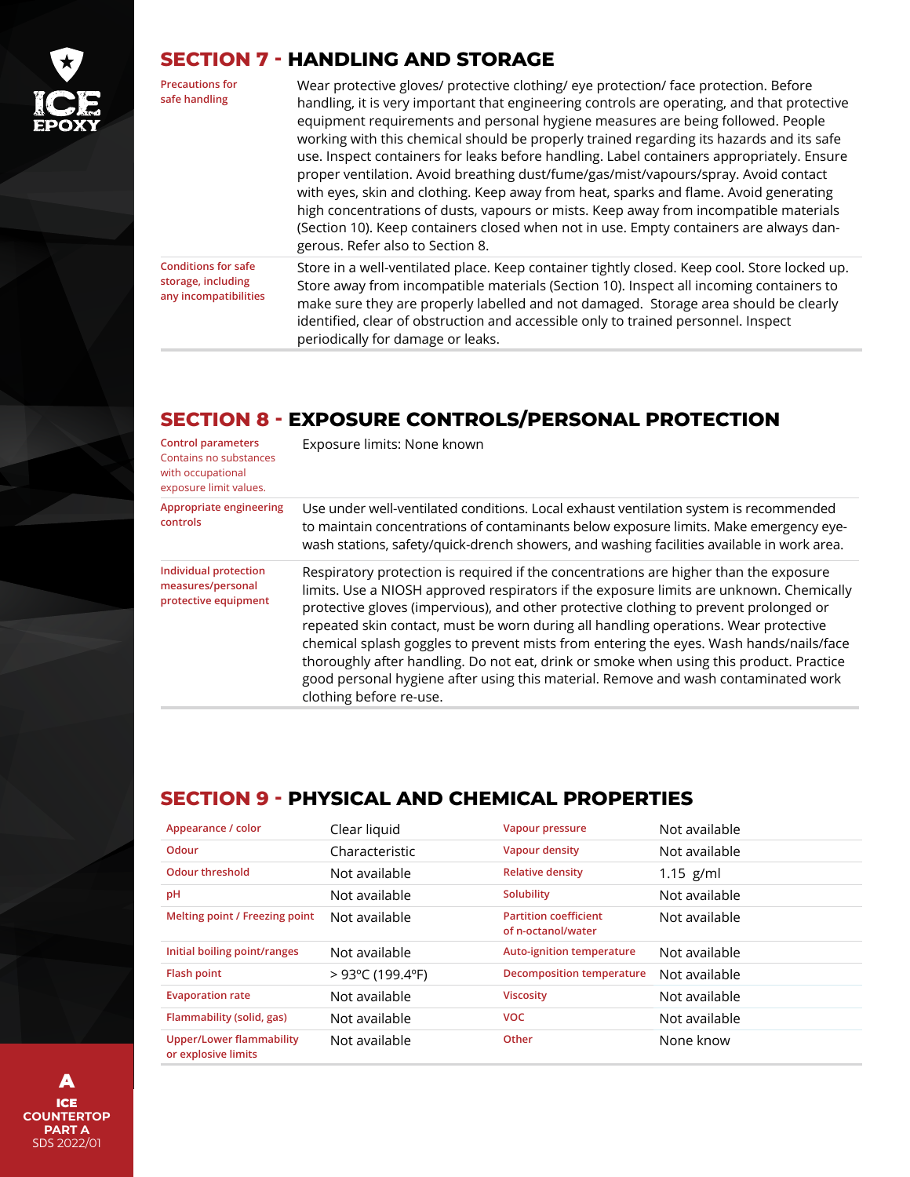## SECTION 7 - HANDLING AND STORAGE

| | |
|---|---|
| Precautions for safe handling | Wear protective gloves/ protective clothing/ eye protection/ face protection. Before handling, it is very important that engineering controls are operating, and that protective equipment requirements and personal hygiene measures are being followed. People working with this chemical should be properly trained regarding its hazards and its safe use. Inspect containers for leaks before handling. Label containers appropriately. Ensure proper ventilation. Avoid breathing dust/fume/gas/mist/vapours/spray. Avoid contact with eyes, skin and clothing. Keep away from heat, sparks and flame. Avoid generating high concentrations of dusts, vapours or mists. Keep away from incompatible materials (Section 10). Keep containers closed when not in use. Empty containers are always dangerous. Refer also to Section 8. |
| Conditions for safe storage, including any incompatibilities | Store in a well-ventilated place. Keep container tightly closed. Keep cool. Store locked up. Store away from incompatible materials (Section 10). Inspect all incoming containers to make sure they are properly labelled and not damaged. Storage area should be clearly identified, clear of obstruction and accessible only to trained personnel. Inspect periodically for damage or leaks. |

## SECTION 8 - EXPOSURE CONTROLS/PERSONAL PROTECTION

| | |
|---|---|
| Control parameters<br>Contains no substances with occupational exposure limit values. | Exposure limits: None known |
| Appropriate engineering controls | Use under well-ventilated conditions. Local exhaust ventilation system is recommended to maintain concentrations of contaminants below exposure limits. Make emergency eyewash stations, safety/quick-drench showers, and washing facilities available in work area. |
| Individual protection measures/personal protective equipment | Respiratory protection is required if the concentrations are higher than the exposure limits. Use a NIOSH approved respirators if the exposure limits are unknown. Chemically protective gloves (impervious), and other protective clothing to prevent prolonged or repeated skin contact, must be worn during all handling operations. Wear protective chemical splash goggles to prevent mists from entering the eyes. Wash hands/nails/face thoroughly after handling. Do not eat, drink or smoke when using this product. Practice good personal hygiene after using this material. Remove and wash contaminated work clothing before re-use. |

## SECTION 9 - PHYSICAL AND CHEMICAL PROPERTIES

| | | | |
|---|---|---|---|
| Appearance / color | Clear liquid | Vapour pressure | Not available |
| Odour | Characteristic | Vapour density | Not available |
| Odour threshold | Not available | Relative density | 1.15 g/ml |
| pH | Not available | Solubility | Not available |
| Melting point / Freezing point | Not available | Partition coefficient of n-octanol/water | Not available |
| Initial boiling point/ranges | Not available | Auto-ignition temperature | Not available |
| Flash point | > 93°C (199.4°F) | Decomposition temperature | Not available |
| Evaporation rate | Not available | Viscosity | Not available |
| Flammability (solid, gas) | Not available | VOC | Not available |
| Upper/Lower flammability or explosive limits | Not available | Other | None know |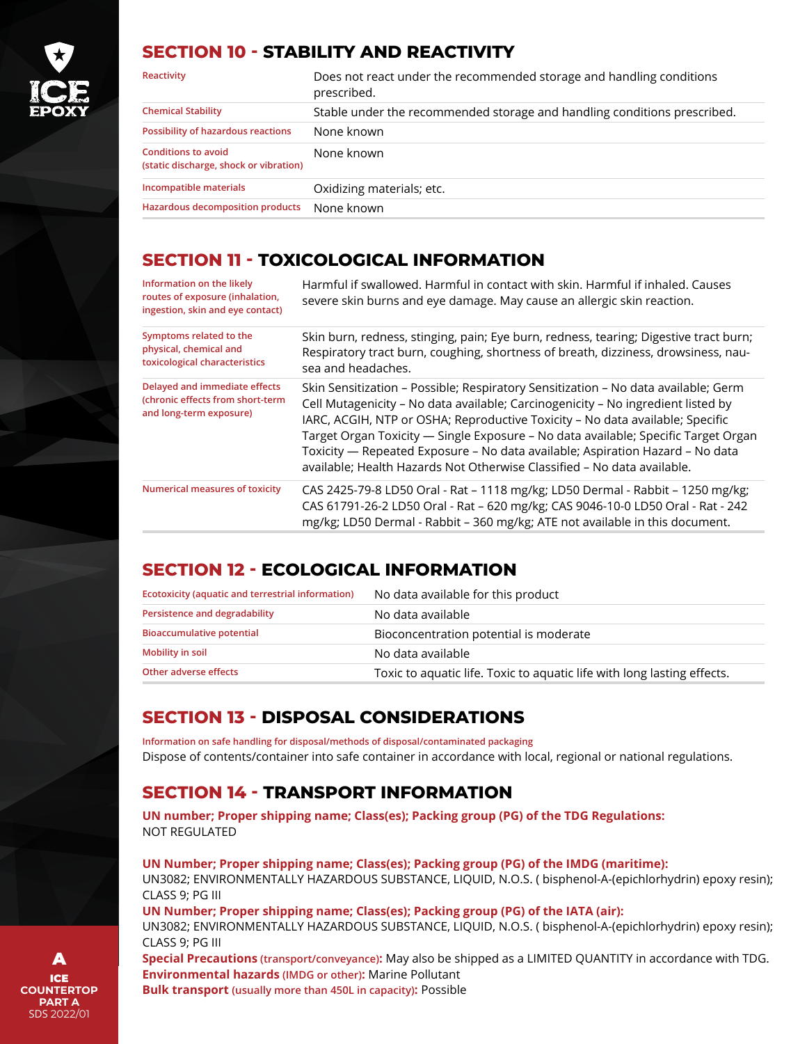## SECTION 10 - STABILITY AND REACTIVITY

| | |
|---|---|
| Reactivity | Does not react under the recommended storage and handling conditions prescribed. |
| Chemical Stability | Stable under the recommended storage and handling conditions prescribed. |
| Possibility of hazardous reactions | None known |
| Conditions to avoid (static discharge, shock or vibration) | None known |
| Incompatible materials | Oxidizing materials; etc. |
| Hazardous decomposition products | None known |

## SECTION 11 - TOXICOLOGICAL INFORMATION

| | |
|---|---|
| Information on the likely routes of exposure (inhalation, ingestion, skin and eye contact) | Harmful if swallowed. Harmful in contact with skin. Harmful if inhaled. Causes severe skin burns and eye damage. May cause an allergic skin reaction. |
| Symptoms related to the physical, chemical and toxicological characteristics | Skin burn, redness, stinging, pain; Eye burn, redness, tearing; Digestive tract burn; Respiratory tract burn, coughing, shortness of breath, dizziness, drowsiness, nausea and headaches. |
| Delayed and immediate effects (chronic effects from short-term and long-term exposure) | Skin Sensitization – Possible; Respiratory Sensitization – No data available; Germ Cell Mutagenicity – No data available; Carcinogenicity – No ingredient listed by IARC, ACGIH, NTP or OSHA; Reproductive Toxicity – No data available; Specific Target Organ Toxicity — Single Exposure – No data available; Specific Target Organ Toxicity — Repeated Exposure – No data available; Aspiration Hazard – No data available; Health Hazards Not Otherwise Classified – No data available. |
| Numerical measures of toxicity | CAS 2425-79-8 LD50 Oral - Rat – 1118 mg/kg; LD50 Dermal - Rabbit – 1250 mg/kg; CAS 61791-26-2 LD50 Oral - Rat – 620 mg/kg; CAS 9046-10-0 LD50 Oral - Rat - 242 mg/kg; LD50 Dermal - Rabbit – 360 mg/kg; ATE not available in this document. |

## SECTION 12 - ECOLOGICAL INFORMATION

| | |
|---|---|
| Ecotoxicity (aquatic and terrestrial information) | No data available for this product |
| Persistence and degradability | No data available |
| Bioaccumulative potential | Bioconcentration potential is moderate |
| Mobility in soil | No data available |
| Other adverse effects | Toxic to aquatic life. Toxic to aquatic life with long lasting effects. |

## SECTION 13 - DISPOSAL CONSIDERATIONS

Information on safe handling for disposal/methods of disposal/contaminated packaging

Dispose of contents/container into safe container in accordance with local, regional or national regulations.

## SECTION 14 - TRANSPORT INFORMATION

**UN number; Proper shipping name; Class(es); Packing group (PG) of the TDG Regulations:**
NOT REGULATED

**UN Number; Proper shipping name; Class(es); Packing group (PG) of the IMDG (maritime):**
UN3082; ENVIRONMENTALLY HAZARDOUS SUBSTANCE, LIQUID, N.O.S. ( bisphenol-A-(epichlorhydrin) epoxy resin); CLASS 9; PG III

**UN Number; Proper shipping name; Class(es); Packing group (PG) of the IATA (air):**
UN3082; ENVIRONMENTALLY HAZARDOUS SUBSTANCE, LIQUID, N.O.S. ( bisphenol-A-(epichlorhydrin) epoxy resin); CLASS 9; PG III

**Special Precautions** (transport/conveyance)**:** May also be shipped as a LIMITED QUANTITY in accordance with TDG.

**Environmental hazards** (IMDG or other)**:** Marine Pollutant

**Bulk transport** (usually more than 450L in capacity)**:** Possible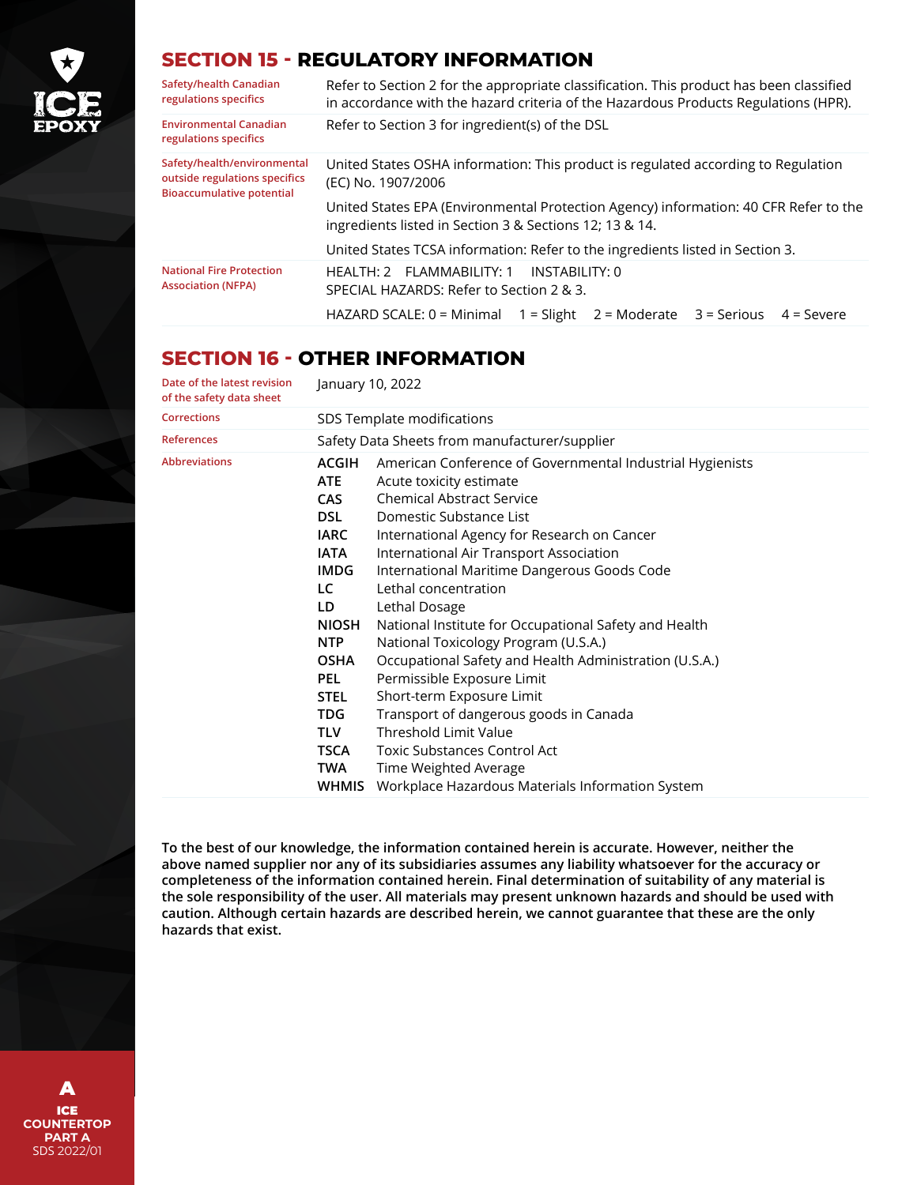## SECTION 15 - REGULATORY INFORMATION

| | |
|---|---|
| Safety/health Canadian regulations specifics | Refer to Section 2 for the appropriate classification. This product has been classified in accordance with the hazard criteria of the Hazardous Products Regulations (HPR). |
| Environmental Canadian regulations specifics | Refer to Section 3 for ingredient(s) of the DSL |
| Safety/health/environmental outside regulations specifics Bioaccumulative potential | United States OSHA information: This product is regulated according to Regulation (EC) No. 1907/2006 |
| | United States EPA (Environmental Protection Agency) information: 40 CFR Refer to the ingredients listed in Section 3 & Sections 12; 13 & 14. |
| | United States TCSA information: Refer to the ingredients listed in Section 3. |
| National Fire Protection Association (NFPA) | HEALTH: 2 FLAMMABILITY: 1 INSTABILITY: 0<br>SPECIAL HAZARDS: Refer to Section 2 & 3. |
| | HAZARD SCALE: 0 = Minimal 1 = Slight 2 = Moderate 3 = Serious 4 = Severe |

## SECTION 16 - OTHER INFORMATION

| | |
|---|---|
| Date of the latest revision of the safety data sheet | January 10, 2022 |
| Corrections | SDS Template modifications |
| References | Safety Data Sheets from manufacturer/supplier |
| Abbreviations | **ACGIH** American Conference of Governmental Industrial Hygienists<br>**ATE** Acute toxicity estimate<br>**CAS** Chemical Abstract Service<br>**DSL** Domestic Substance List<br>**IARC** International Agency for Research on Cancer<br>**IATA** International Air Transport Association<br>**IMDG** International Maritime Dangerous Goods Code<br>**LC** Lethal concentration<br>**LD** Lethal Dosage<br>**NIOSH** National Institute for Occupational Safety and Health<br>**NTP** National Toxicology Program (U.S.A.)<br>**OSHA** Occupational Safety and Health Administration (U.S.A.)<br>**PEL** Permissible Exposure Limit<br>**STEL** Short-term Exposure Limit<br>**TDG** Transport of dangerous goods in Canada<br>**TLV** Threshold Limit Value<br>**TSCA** Toxic Substances Control Act<br>**TWA** Time Weighted Average<br>**WHMIS** Workplace Hazardous Materials Information System |

**To the best of our knowledge, the information contained herein is accurate. However, neither the above named supplier nor any of its subsidiaries assumes any liability whatsoever for the accuracy or completeness of the information contained herein. Final determination of suitability of any material is the sole responsibility of the user. All materials may present unknown hazards and should be used with caution. Although certain hazards are described herein, we cannot guarantee that these are the only hazards that exist.**